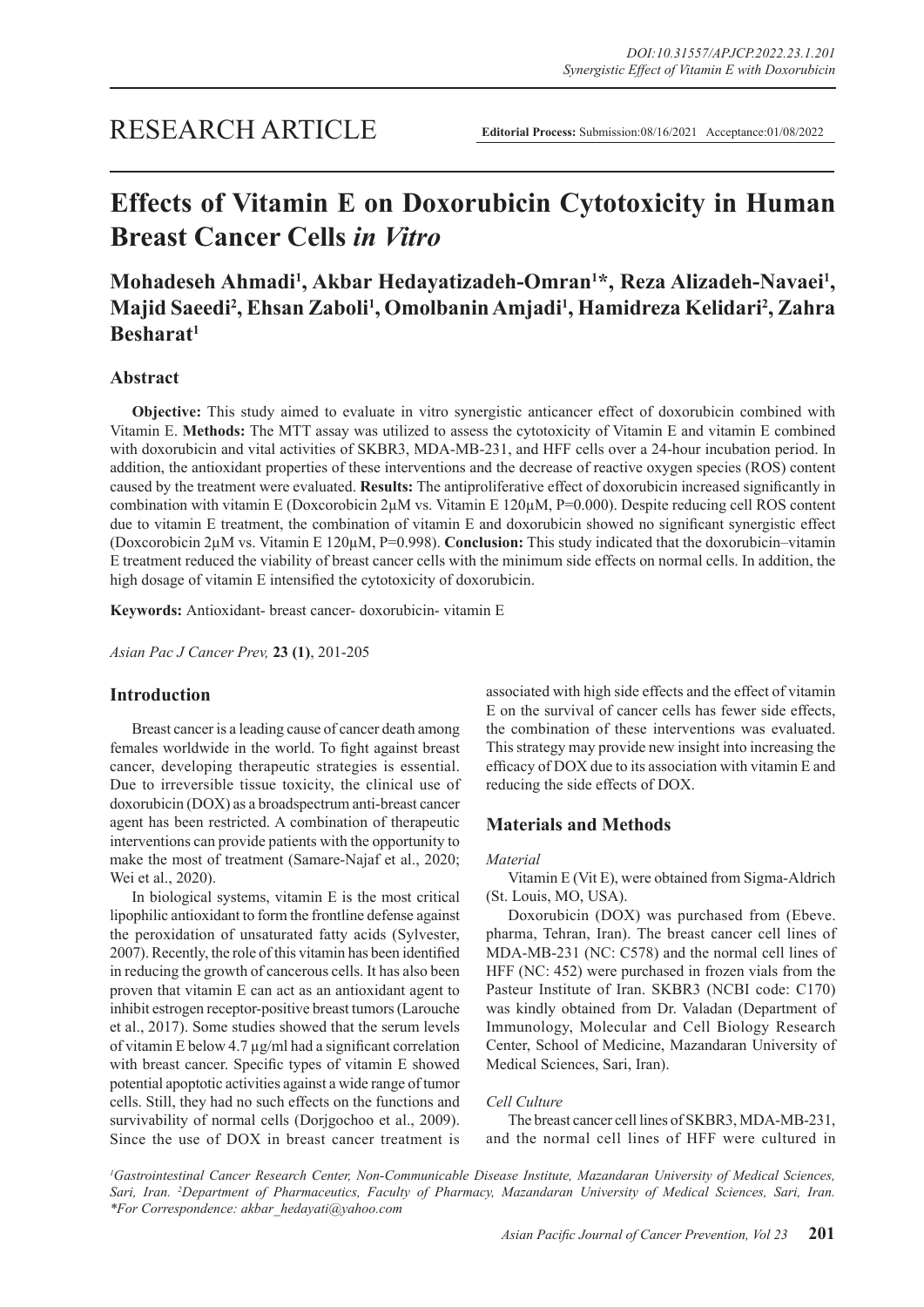RESEARCH ARTICLE

**Editorial Process:** Submission:08/16/2021 Acceptance:01/08/2022

# Effects of Vitamin E on Doxorubicin Cytotoxicity in Human Breast Cancer Cells *in Vitro*

**Mohadeseh Ahmadi[1], Akbar Hedayatizadeh-Omran[1]*, Reza Alizadeh-Navaei[1], Majid Saeedi[2], Ehsan Zaboli[1], Omolbanin Amjadi[1], Hamidreza Kelidari[2], Zahra Besharat[1]**

## Abstract

**Objective:** This study aimed to evaluate in vitro synergistic anticancer effect of doxorubicin combined with Vitamin E. **Methods:** The MTT assay was utilized to assess the cytotoxicity of Vitamin E and vitamin E combined with doxorubicin and vital activities of SKBR3, MDA-MB-231, and HFF cells over a 24-hour incubation period. In addition, the antioxidant properties of these interventions and the decrease of reactive oxygen species (ROS) content caused by the treatment were evaluated. **Results:** The antiproliferative effect of doxorubicin increased significantly in combination with vitamin E (Doxcorobicin 2µM vs. Vitamin E 120µM, P=0.000). Despite reducing cell ROS content due to vitamin E treatment, the combination of vitamin E and doxorubicin showed no significant synergistic effect (Doxcorobicin 2µM vs. Vitamin E 120µM, P=0.998). **Conclusion:** This study indicated that the doxorubicin–vitamin E treatment reduced the viability of breast cancer cells with the minimum side effects on normal cells. In addition, the high dosage of vitamin E intensified the cytotoxicity of doxorubicin.

**Keywords:** Antioxidant- breast cancer- doxorubicin- vitamin E

*Asian Pac J Cancer Prev,* **23 (1)**, 201-205

## Introduction

Breast cancer is a leading cause of cancer death among females worldwide in the world. To fight against breast cancer, developing therapeutic strategies is essential. Due to irreversible tissue toxicity, the clinical use of doxorubicin (DOX) as a broadspectrum anti-breast cancer agent has been restricted. A combination of therapeutic interventions can provide patients with the opportunity to make the most of treatment (Samare-Najaf et al., 2020; Wei et al., 2020).

In biological systems, vitamin E is the most critical lipophilic antioxidant to form the frontline defense against the peroxidation of unsaturated fatty acids (Sylvester, 2007). Recently, the role of this vitamin has been identified in reducing the growth of cancerous cells. It has also been proven that vitamin E can act as an antioxidant agent to inhibit estrogen receptor-positive breast tumors (Larouche et al., 2017). Some studies showed that the serum levels of vitamin E below 4.7 µg/ml had a significant correlation with breast cancer. Specific types of vitamin E showed potential apoptotic activities against a wide range of tumor cells. Still, they had no such effects on the functions and survivability of normal cells (Dorjgochoo et al., 2009). Since the use of DOX in breast cancer treatment is associated with high side effects and the effect of vitamin E on the survival of cancer cells has fewer side effects, the combination of these interventions was evaluated. This strategy may provide new insight into increasing the efficacy of DOX due to its association with vitamin E and reducing the side effects of DOX.

## Materials and Methods

*Material*

Vitamin E (Vit E), were obtained from Sigma-Aldrich (St. Louis, MO, USA).

Doxorubicin (DOX) was purchased from (Ebeve. pharma, Tehran, Iran). The breast cancer cell lines of MDA-MB-231 (NC: C578) and the normal cell lines of HFF (NC: 452) were purchased in frozen vials from the Pasteur Institute of Iran. SKBR3 (NCBI code: C170) was kindly obtained from Dr. Valadan (Department of Immunology, Molecular and Cell Biology Research Center, School of Medicine, Mazandaran University of Medical Sciences, Sari, Iran).

*Cell Culture*

The breast cancer cell lines of SKBR3, MDA-MB-231, and the normal cell lines of HFF were cultured in

[1]Gastrointestinal Cancer Research Center, Non-Communicable Disease Institute, Mazandaran University of Medical Sciences, Sari, Iran. [2]Department of Pharmaceutics, Faculty of Pharmacy, Mazandaran University of Medical Sciences, Sari, Iran. *For Correspondence: akbar_hedayati@yahoo.com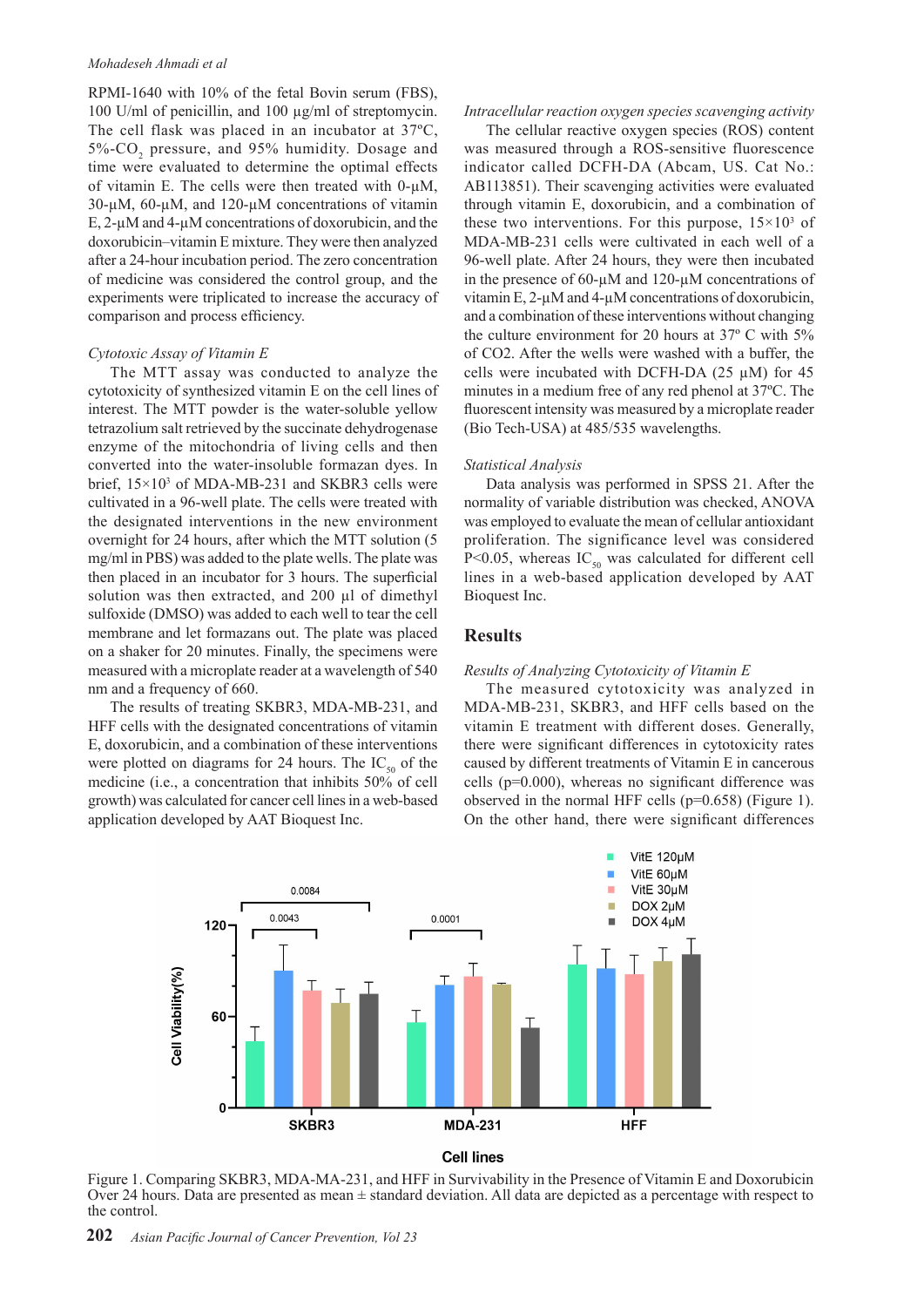RPMI-1640 with 10% of the fetal Bovin serum (FBS), 100 U/ml of penicillin, and 100 µg/ml of streptomycin. The cell flask was placed in an incubator at 37ºC, 5%-$CO_2$ pressure, and 95% humidity. Dosage and time were evaluated to determine the optimal effects of vitamin E. The cells were then treated with 0-µM, 30-µM, 60-µM, and 120-µM concentrations of vitamin E, 2-µM and 4-µM concentrations of doxorubicin, and the doxorubicin–vitamin E mixture. They were then analyzed after a 24-hour incubation period. The zero concentration of medicine was considered the control group, and the experiments were triplicated to increase the accuracy of comparison and process efficiency.

*Cytotoxic Assay of Vitamin E*

The MTT assay was conducted to analyze the cytotoxicity of synthesized vitamin E on the cell lines of interest. The MTT powder is the water-soluble yellow tetrazolium salt retrieved by the succinate dehydrogenase enzyme of the mitochondria of living cells and then converted into the water-insoluble formazan dyes. In brief, $15\times10^3$ of MDA-MB-231 and SKBR3 cells were cultivated in a 96-well plate. The cells were treated with the designated interventions in the new environment overnight for 24 hours, after which the MTT solution (5 mg/ml in PBS) was added to the plate wells. The plate was then placed in an incubator for 3 hours. The superficial solution was then extracted, and 200 µl of dimethyl sulfoxide (DMSO) was added to each well to tear the cell membrane and let formazans out. The plate was placed on a shaker for 20 minutes. Finally, the specimens were measured with a microplate reader at a wavelength of 540 nm and a frequency of 660.

The results of treating SKBR3, MDA-MB-231, and HFF cells with the designated concentrations of vitamin E, doxorubicin, and a combination of these interventions were plotted on diagrams for 24 hours. The $IC_{50}$ of the medicine (i.e., a concentration that inhibits 50% of cell growth) was calculated for cancer cell lines in a web-based application developed by AAT Bioquest Inc.

*Intracellular reaction oxygen species scavenging activity*

The cellular reactive oxygen species (ROS) content was measured through a ROS-sensitive fluorescence indicator called DCFH-DA (Abcam, US. Cat No.: AB113851). Their scavenging activities were evaluated through vitamin E, doxorubicin, and a combination of these two interventions. For this purpose, $15\times10^3$ of MDA-MB-231 cells were cultivated in each well of a 96-well plate. After 24 hours, they were then incubated in the presence of 60-µM and 120-µM concentrations of vitamin E, 2-µM and 4-µM concentrations of doxorubicin, and a combination of these interventions without changing the culture environment for 20 hours at 37º C with 5% of $CO_2$. After the wells were washed with a buffer, the cells were incubated with DCFH-DA (25 µM) for 45 minutes in a medium free of any red phenol at 37ºC. The fluorescent intensity was measured by a microplate reader (Bio Tech-USA) at 485/535 wavelengths.

*Statistical Analysis*

Data analysis was performed in SPSS 21. After the normality of variable distribution was checked, ANOVA was employed to evaluate the mean of cellular antioxidant proliferation. The significance level was considered $P<0.05$, whereas $IC_{50}$ was calculated for different cell lines in a web-based application developed by AAT Bioquest Inc.

## Results

*Results of Analyzing Cytotoxicity of Vitamin E*

The measured cytotoxicity was analyzed in MDA-MB-231, SKBR3, and HFF cells based on the vitamin E treatment with different doses. Generally, there were significant differences in cytotoxicity rates caused by different treatments of Vitamin E in cancerous cells ($p=0.000$), whereas no significant difference was observed in the normal HFF cells ($p=0.658$) (Figure 1). On the other hand, there were significant differences

Figure 1. Comparing SKBR3, MDA-MA-231, and HFF in Survivability in the Presence of Vitamin E and Doxorubicin Over 24 hours. Data are presented as mean ± standard deviation. All data are depicted as a percentage with respect to the control.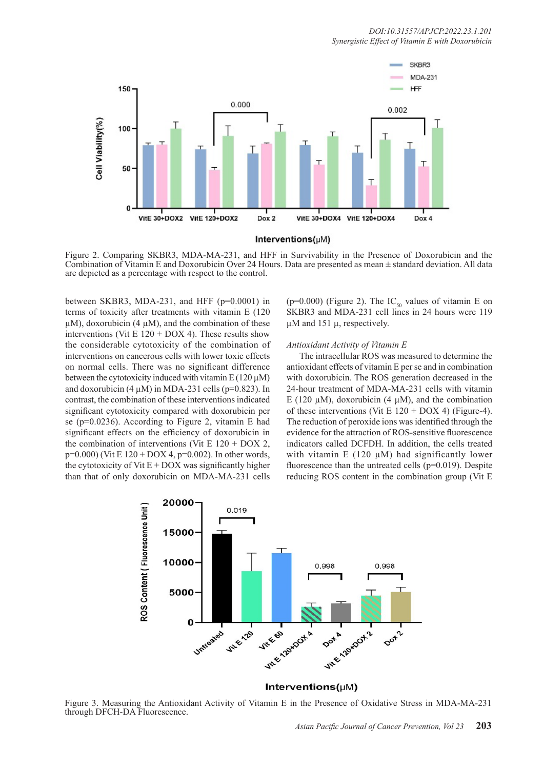Figure 2. Comparing SKBR3, MDA-MA-231, and HFF in Survivability in the Presence of Doxorubicin and the Combination of Vitamin E and Doxorubicin Over 24 Hours. Data are presented as mean ± standard deviation. All data are depicted as a percentage with respect to the control.

between SKBR3, MDA-231, and HFF (p=0.0001) in terms of toxicity after treatments with vitamin E (120 µM), doxorubicin (4 µM), and the combination of these interventions (Vit E 120 + DOX 4). These results show the considerable cytotoxicity of the combination of interventions on cancerous cells with lower toxic effects on normal cells. There was no significant difference between the cytotoxicity induced with vitamin E (120 µM) and doxorubicin (4 µM) in MDA-231 cells (p=0.823). In contrast, the combination of these interventions indicated significant cytotoxicity compared with doxorubicin per se (p=0.0236). According to Figure 2, vitamin E had significant effects on the efficiency of doxorubicin in the combination of interventions (Vit E 120 + DOX 2, p=0.000) (Vit E 120 + DOX 4, p=0.002). In other words, the cytotoxicity of Vit E + DOX was significantly higher than that of only doxorubicin on MDA-MA-231 cells (p=0.000) (Figure 2). The $IC_{50}$ values of vitamin E on SKBR3 and MDA-231 cell lines in 24 hours were 119 µM and 151 µ, respectively.

*Antioxidant Activity of Vitamin E*

The intracellular ROS was measured to determine the antioxidant effects of vitamin E per se and in combination with doxorubicin. The ROS generation decreased in the 24-hour treatment of MDA-MA-231 cells with vitamin E (120 µM), doxorubicin (4 µM), and the combination of these interventions (Vit E 120 + DOX 4) (Figure-4). The reduction of peroxide ions was identified through the evidence for the attraction of ROS-sensitive fluorescence indicators called DCFDH. In addition, the cells treated with vitamin E (120 µM) had significantly lower fluorescence than the untreated cells (p=0.019). Despite reducing ROS content in the combination group (Vit E

Figure 3. Measuring the Antioxidant Activity of Vitamin E in the Presence of Oxidative Stress in MDA-MA-231 through DFCH-DA Fluorescence.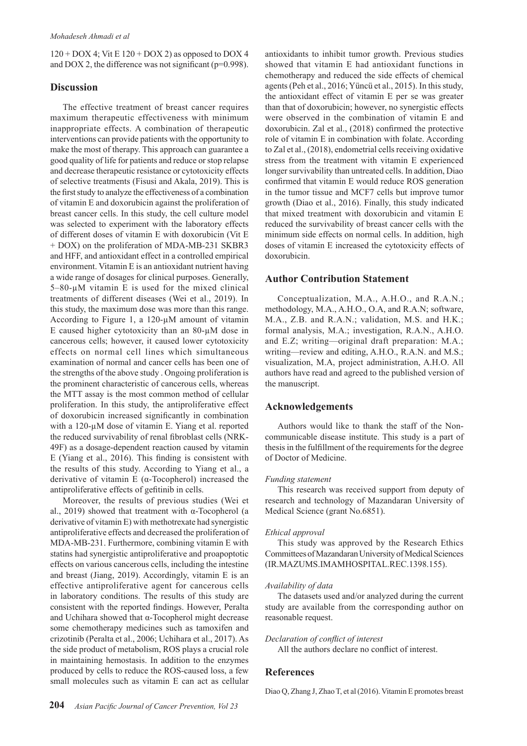120 + DOX 4; Vit E 120 + DOX 2) as opposed to DOX 4 and DOX 2, the difference was not significant (p=0.998).

## Discussion

The effective treatment of breast cancer requires maximum therapeutic effectiveness with minimum inappropriate effects. A combination of therapeutic interventions can provide patients with the opportunity to make the most of therapy. This approach can guarantee a good quality of life for patients and reduce or stop relapse and decrease therapeutic resistance or cytotoxicity effects of selective treatments (Fisusi and Akala, 2019). This is the first study to analyze the effectiveness of a combination of vitamin E and doxorubicin against the proliferation of breast cancer cells. In this study, the cell culture model was selected to experiment with the laboratory effects of different doses of vitamin E with doxorubicin (Vit E + DOX) on the proliferation of MDA-MB-231 SKBR3 and HFF, and antioxidant effect in a controlled empirical environment. Vitamin E is an antioxidant nutrient having a wide range of dosages for clinical purposes. Generally, 5–80-µM vitamin E is used for the mixed clinical treatments of different diseases (Wei et al., 2019). In this study, the maximum dose was more than this range. According to Figure 1, a 120-µM amount of vitamin E caused higher cytotoxicity than an 80-µM dose in cancerous cells; however, it caused lower cytotoxicity effects on normal cell lines which simultaneous examination of normal and cancer cells has been one of the strengths of the above study . Ongoing proliferation is the prominent characteristic of cancerous cells, whereas the MTT assay is the most common method of cellular proliferation. In this study, the antiproliferative effect of doxorubicin increased significantly in combination with a 120-µM dose of vitamin E. Yiang et al. reported the reduced survivability of renal fibroblast cells (NRK-49F) as a dosage-dependent reaction caused by vitamin E (Yiang et al., 2016). This finding is consistent with the results of this study. According to Yiang et al., a derivative of vitamin E (α-Tocopherol) increased the antiproliferative effects of gefitinib in cells.

Moreover, the results of previous studies (Wei et al., 2019) showed that treatment with α-Tocopherol (a derivative of vitamin E) with methotrexate had synergistic antiproliferative effects and decreased the proliferation of MDA-MB-231. Furthermore, combining vitamin E with statins had synergistic antiproliferative and proapoptotic effects on various cancerous cells, including the intestine and breast (Jiang, 2019). Accordingly, vitamin E is an effective antiproliferative agent for cancerous cells in laboratory conditions. The results of this study are consistent with the reported findings. However, Peralta and Uchihara showed that α-Tocopherol might decrease some chemotherapy medicines such as tamoxifen and crizotinib (Peralta et al., 2006; Uchihara et al., 2017). As the side product of metabolism, ROS plays a crucial role in maintaining hemostasis. In addition to the enzymes produced by cells to reduce the ROS-caused loss, a few small molecules such as vitamin E can act as cellular antioxidants to inhibit tumor growth. Previous studies showed that vitamin E had antioxidant functions in chemotherapy and reduced the side effects of chemical agents (Peh et al., 2016; Yüncü et al., 2015). In this study, the antioxidant effect of vitamin E per se was greater than that of doxorubicin; however, no synergistic effects were observed in the combination of vitamin E and doxorubicin. Zal et al., (2018) confirmed the protective role of vitamin E in combination with folate. According to Zal et al., (2018), endometrial cells receiving oxidative stress from the treatment with vitamin E experienced longer survivability than untreated cells. In addition, Diao confirmed that vitamin E would reduce ROS generation in the tumor tissue and MCF7 cells but improve tumor growth (Diao et al., 2016). Finally, this study indicated that mixed treatment with doxorubicin and vitamin E reduced the survivability of breast cancer cells with the minimum side effects on normal cells. In addition, high doses of vitamin E increased the cytotoxicity effects of doxorubicin.

## Author Contribution Statement

Conceptualization, M.A., A.H.O., and R.A.N.; methodology, M.A., A.H.O., O.A, and R.A.N; software, M.A., Z.B. and R.A.N.; validation, M.S. and H.K.; formal analysis, M.A.; investigation, R.A.N., A.H.O. and E.Z; writing—original draft preparation: M.A.; writing—review and editing, A.H.O., R.A.N. and M.S.; visualization, M.A, project administration, A.H.O. All authors have read and agreed to the published version of the manuscript.

## Acknowledgements

Authors would like to thank the staff of the Non-communicable disease institute. This study is a part of thesis in the fulfillment of the requirements for the degree of Doctor of Medicine.

*Funding statement*

This research was received support from deputy of research and technology of Mazandaran University of Medical Science (grant No.6851).

*Ethical approval*

This study was approved by the Research Ethics Committees of Mazandaran University of Medical Sciences (IR.MAZUMS.IMAMHOSPITAL.REC.1398.155).

*Availability of data*

The datasets used and/or analyzed during the current study are available from the corresponding author on reasonable request.

*Declaration of conflict of interest*

All the authors declare no conflict of interest.

## References

Diao Q, Zhang J, Zhao T, et al (2016). Vitamin E promotes breast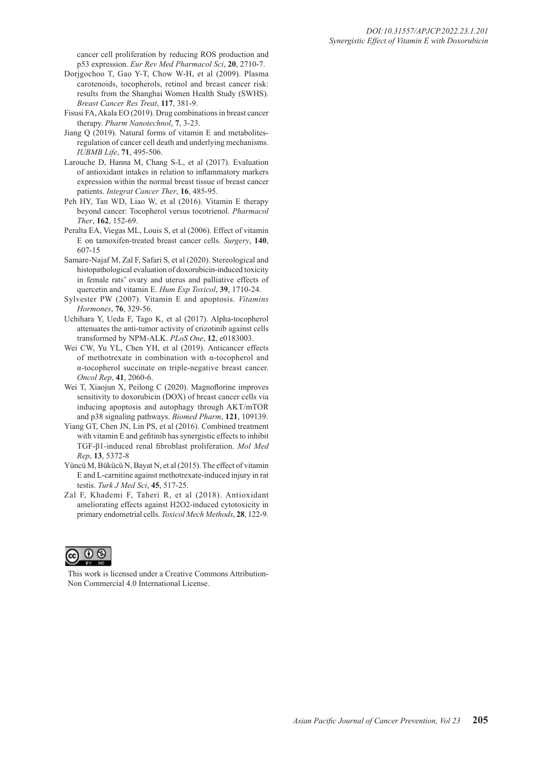cancer cell proliferation by reducing ROS production and p53 expression. *Eur Rev Med Pharmacol Sci*, **20**, 2710-7.

Dorjgochoo T, Gao Y-T, Chow W-H, et al (2009). Plasma carotenoids, tocopherols, retinol and breast cancer risk: results from the Shanghai Women Health Study (SWHS). *Breast Cancer Res Treat*, **117**, 381-9.

Fisusi FA, Akala EO (2019). Drug combinations in breast cancer therapy. *Pharm Nanotechnol*, **7**, 3-23.

Jiang Q (2019). Natural forms of vitamin E and metabolites-regulation of cancer cell death and underlying mechanisms. *IUBMB Life*, **71**, 495-506.

Larouche D, Hanna M, Chang S-L, et al (2017). Evaluation of antioxidant intakes in relation to inflammatory markers expression within the normal breast tissue of breast cancer patients. *Integrat Cancer Ther*, **16**, 485-95.

Peh HY, Tan WD, Liao W, et al (2016). Vitamin E therapy beyond cancer: Tocopherol versus tocotrienol. *Pharmacol Ther*, **162**, 152-69.

Peralta EA, Viegas ML, Louis S, et al (2006). Effect of vitamin E on tamoxifen-treated breast cancer cells. *Surgery*, **140**, 607-15

Samare-Najaf M, Zal F, Safari S, et al (2020). Stereological and histopathological evaluation of doxorubicin-induced toxicity in female rats' ovary and uterus and palliative effects of quercetin and vitamin E. *Hum Exp Toxicol*, **39**, 1710-24.

Sylvester PW (2007). Vitamin E and apoptosis. *Vitamins Hormones*, **76**, 329-56.

Uchihara Y, Ueda F, Tago K, et al (2017). Alpha-tocopherol attenuates the anti-tumor activity of crizotinib against cells transformed by NPM-ALK. *PLoS One*, **12**, e0183003.

Wei CW, Yu YL, Chen YH, et al (2019). Anticancer effects of methotrexate in combination with α-tocopherol and α-tocopherol succinate on triple-negative breast cancer. *Oncol Rep*, **41**, 2060-6.

Wei T, Xiaojun X, Peilong C (2020). Magnoflorine improves sensitivity to doxorubicin (DOX) of breast cancer cells via inducing apoptosis and autophagy through AKT/mTOR and p38 signaling pathways. *Biomed Pharm*, **121**, 109139.

Yiang GT, Chen JN, Lin PS, et al (2016). Combined treatment with vitamin E and gefitinib has synergistic effects to inhibit TGF-β1-induced renal fibroblast proliferation. *Mol Med Rep*, **13**, 5372-8

Yüncü M, Bükücü N, Bayat N, et al (2015). The effect of vitamin E and L-carnitine against methotrexate-induced injury in rat testis. *Turk J Med Sci*, **45**, 517-25.

Zal F, Khademi F, Taheri R, et al (2018). Antioxidant ameliorating effects against H2O2-induced cytotoxicity in primary endometrial cells. *Toxicol Mech Methods*, **28**, 122-9.

This work is licensed under a Creative Commons Attribution-Non Commercial 4.0 International License.